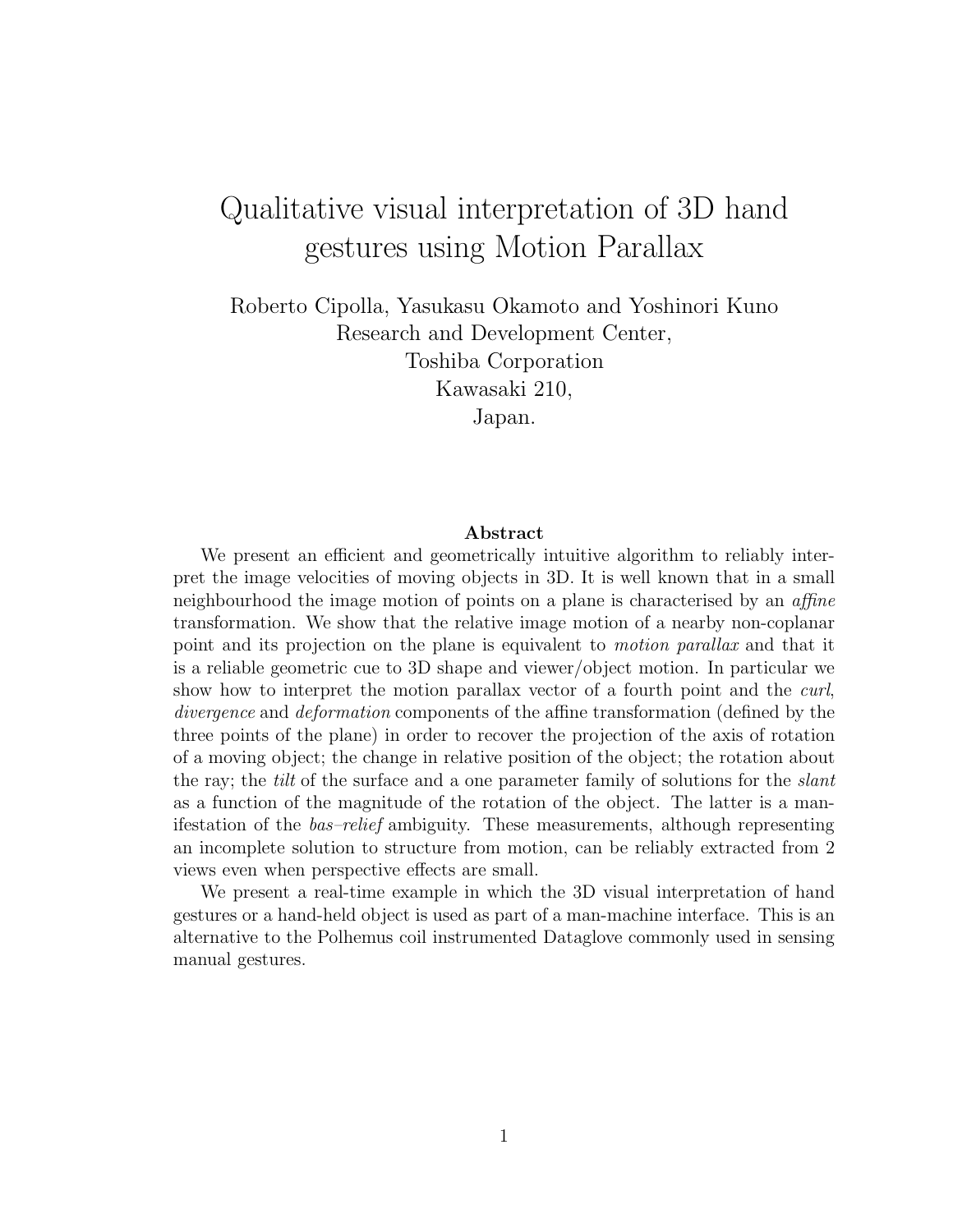# Qualitative visual interpretation of 3D hand gestures using Motion Parallax

Roberto Cipolla, Yasukasu Okamoto and Yoshinori Kuno
Research and Development Center,
Toshiba Corporation
Kawasaki 210,
Japan.

**Abstract**

We present an efficient and geometrically intuitive algorithm to reliably interpret the image velocities of moving objects in 3D. It is well known that in a small neighbourhood the image motion of points on a plane is characterised by an *affine* transformation. We show that the relative image motion of a nearby non-coplanar point and its projection on the plane is equivalent to *motion parallax* and that it is a reliable geometric cue to 3D shape and viewer/object motion. In particular we show how to interpret the motion parallax vector of a fourth point and the *curl*, *divergence* and *deformation* components of the affine transformation (defined by the three points of the plane) in order to recover the projection of the axis of rotation of a moving object; the change in relative position of the object; the rotation about the ray; the *tilt* of the surface and a one parameter family of solutions for the *slant* as a function of the magnitude of the rotation of the object. The latter is a manifestation of the *bas–relief* ambiguity. These measurements, although representing an incomplete solution to structure from motion, can be reliably extracted from 2 views even when perspective effects are small.

We present a real-time example in which the 3D visual interpretation of hand gestures or a hand-held object is used as part of a man-machine interface. This is an alternative to the Polhemus coil instrumented Dataglove commonly used in sensing manual gestures.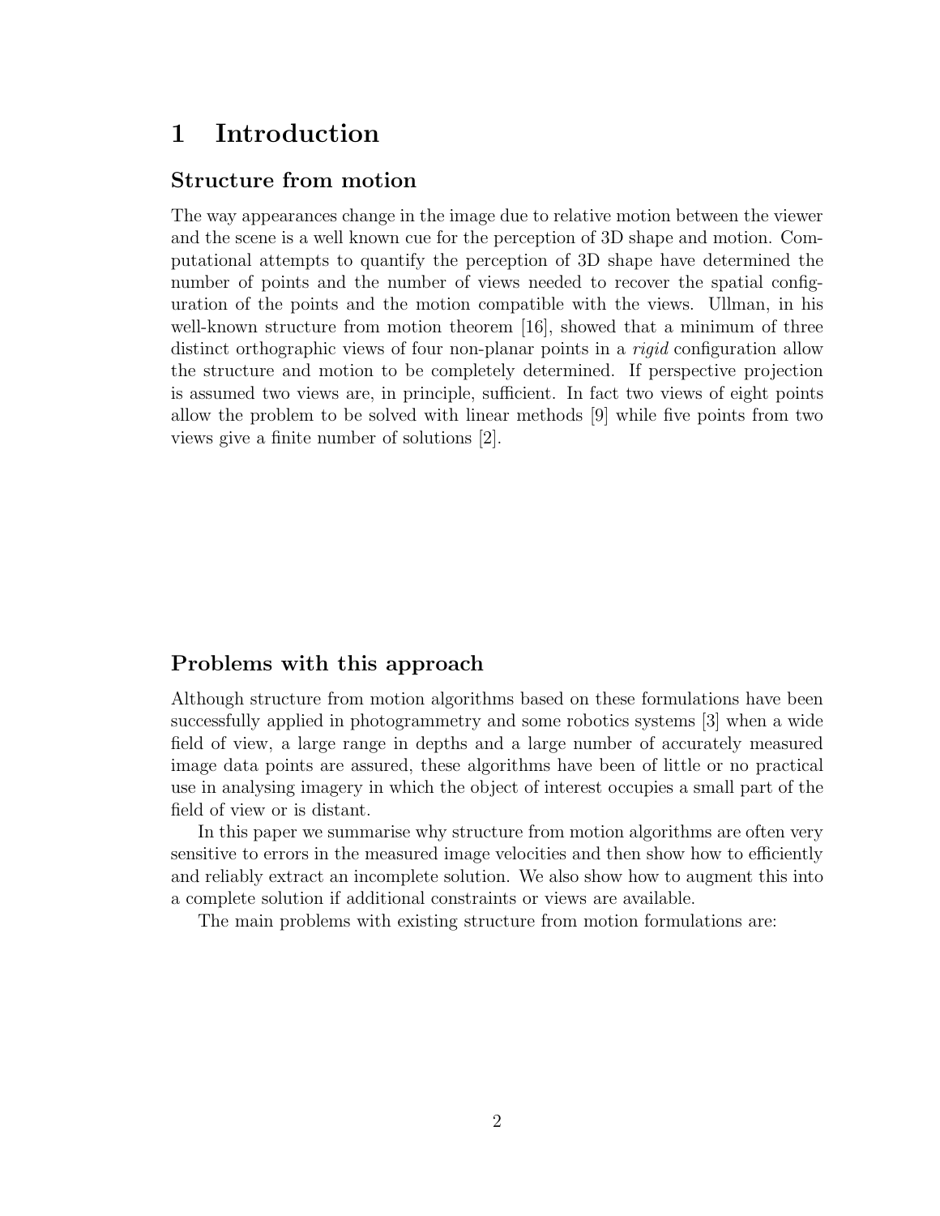# 1 Introduction

## Structure from motion

The way appearances change in the image due to relative motion between the viewer and the scene is a well known cue for the perception of 3D shape and motion. Computational attempts to quantify the perception of 3D shape have determined the number of points and the number of views needed to recover the spatial configuration of the points and the motion compatible with the views. Ullman, in his well-known structure from motion theorem [16], showed that a minimum of three distinct orthographic views of four non-planar points in a *rigid* configuration allow the structure and motion to be completely determined. If perspective projection is assumed two views are, in principle, sufficient. In fact two views of eight points allow the problem to be solved with linear methods [9] while five points from two views give a finite number of solutions [2].

## Problems with this approach

Although structure from motion algorithms based on these formulations have been successfully applied in photogrammetry and some robotics systems [3] when a wide field of view, a large range in depths and a large number of accurately measured image data points are assured, these algorithms have been of little or no practical use in analysing imagery in which the object of interest occupies a small part of the field of view or is distant.

In this paper we summarise why structure from motion algorithms are often very sensitive to errors in the measured image velocities and then show how to efficiently and reliably extract an incomplete solution. We also show how to augment this into a complete solution if additional constraints or views are available.

The main problems with existing structure from motion formulations are: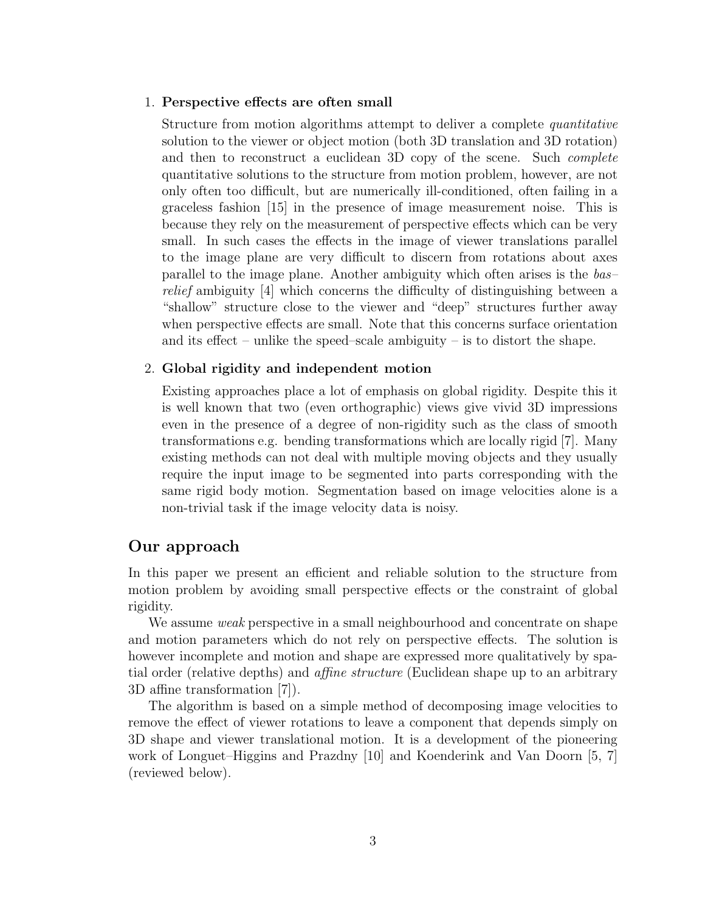1. **Perspective effects are often small**

   Structure from motion algorithms attempt to deliver a complete *quantitative* solution to the viewer or object motion (both 3D translation and 3D rotation) and then to reconstruct a euclidean 3D copy of the scene. Such *complete* quantitative solutions to the structure from motion problem, however, are not only often too difficult, but are numerically ill-conditioned, often failing in a graceless fashion [15] in the presence of image measurement noise. This is because they rely on the measurement of perspective effects which can be very small. In such cases the effects in the image of viewer translations parallel to the image plane are very difficult to discern from rotations about axes parallel to the image plane. Another ambiguity which often arises is the *bas–relief* ambiguity [4] which concerns the difficulty of distinguishing between a "shallow" structure close to the viewer and "deep" structures further away when perspective effects are small. Note that this concerns surface orientation and its effect – unlike the speed–scale ambiguity – is to distort the shape.

2. **Global rigidity and independent motion**

   Existing approaches place a lot of emphasis on global rigidity. Despite this it is well known that two (even orthographic) views give vivid 3D impressions even in the presence of a degree of non-rigidity such as the class of smooth transformations e.g. bending transformations which are locally rigid [7]. Many existing methods can not deal with multiple moving objects and they usually require the input image to be segmented into parts corresponding with the same rigid body motion. Segmentation based on image velocities alone is a non-trivial task if the image velocity data is noisy.

## Our approach

In this paper we present an efficient and reliable solution to the structure from motion problem by avoiding small perspective effects or the constraint of global rigidity.

We assume *weak* perspective in a small neighbourhood and concentrate on shape and motion parameters which do not rely on perspective effects. The solution is however incomplete and motion and shape are expressed more qualitatively by spatial order (relative depths) and *affine structure* (Euclidean shape up to an arbitrary 3D affine transformation [7]).

The algorithm is based on a simple method of decomposing image velocities to remove the effect of viewer rotations to leave a component that depends simply on 3D shape and viewer translational motion. It is a development of the pioneering work of Longuet–Higgins and Prazdny [10] and Koenderink and Van Doorn [5, 7] (reviewed below).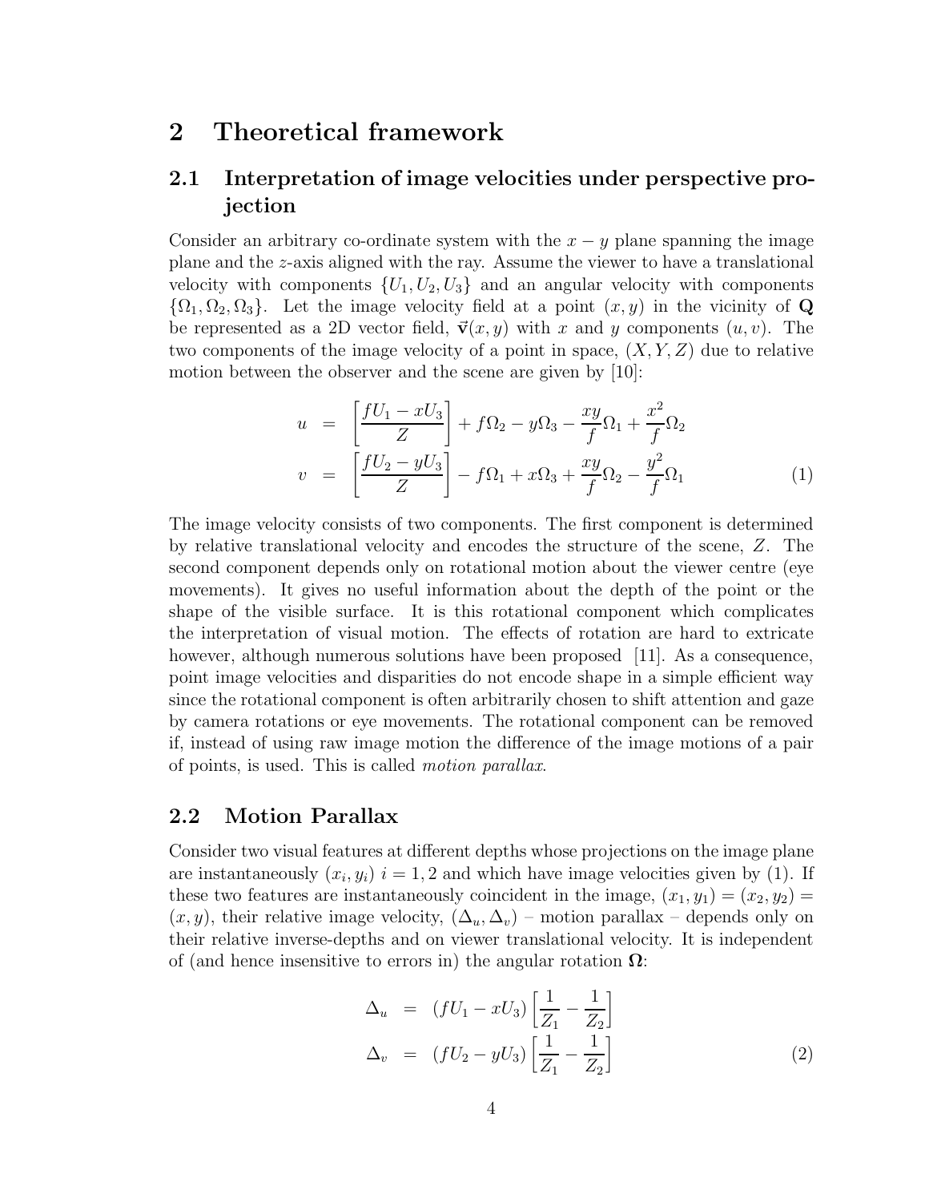# 2 Theoretical framework

## 2.1 Interpretation of image velocities under perspective projection

Consider an arbitrary co-ordinate system with the $x-y$ plane spanning the image plane and the $z$-axis aligned with the ray. Assume the viewer to have a translational velocity with components $\{U_1, U_2, U_3\}$ and an angular velocity with components $\{\Omega_1, \Omega_2, \Omega_3\}$. Let the image velocity field at a point $(x, y)$ in the vicinity of $\mathbf{Q}$ be represented as a 2D vector field, $\vec{\mathbf{v}}(x, y)$ with $x$ and $y$ components $(u, v)$. The two components of the image velocity of a point in space, $(X, Y, Z)$ due to relative motion between the observer and the scene are given by [10]:

$$
\begin{aligned}
u &= \left[\frac{fU_1 - xU_3}{Z}\right] + f\Omega_2 - y\Omega_3 - \frac{xy}{f}\Omega_1 + \frac{x^2}{f}\Omega_2 \\
v &= \left[\frac{fU_2 - yU_3}{Z}\right] - f\Omega_1 + x\Omega_3 + \frac{xy}{f}\Omega_2 - \frac{y^2}{f}\Omega_1
\end{aligned}
\tag{1}
$$

The image velocity consists of two components. The first component is determined by relative translational velocity and encodes the structure of the scene, $Z$. The second component depends only on rotational motion about the viewer centre (eye movements). It gives no useful information about the depth of the point or the shape of the visible surface. It is this rotational component which complicates the interpretation of visual motion. The effects of rotation are hard to extricate however, although numerous solutions have been proposed [11]. As a consequence, point image velocities and disparities do not encode shape in a simple efficient way since the rotational component is often arbitrarily chosen to shift attention and gaze by camera rotations or eye movements. The rotational component can be removed if, instead of using raw image motion the difference of the image motions of a pair of points, is used. This is called *motion parallax*.

## 2.2 Motion Parallax

Consider two visual features at different depths whose projections on the image plane are instantaneously $(x_i, y_i)$ $i = 1, 2$ and which have image velocities given by (1). If these two features are instantaneously coincident in the image, $(x_1, y_1) = (x_2, y_2) = (x, y)$, their relative image velocity, $(\Delta_u, \Delta_v)$ – motion parallax – depends only on their relative inverse-depths and on viewer translational velocity. It is independent of (and hence insensitive to errors in) the angular rotation $\mathbf{\Omega}$:

$$
\begin{aligned}
\Delta_u &= (fU_1 - xU_3)\left[\frac{1}{Z_1} - \frac{1}{Z_2}\right] \\
\Delta_v &= (fU_2 - yU_3)\left[\frac{1}{Z_1} - \frac{1}{Z_2}\right]
\end{aligned}
\tag{2}
$$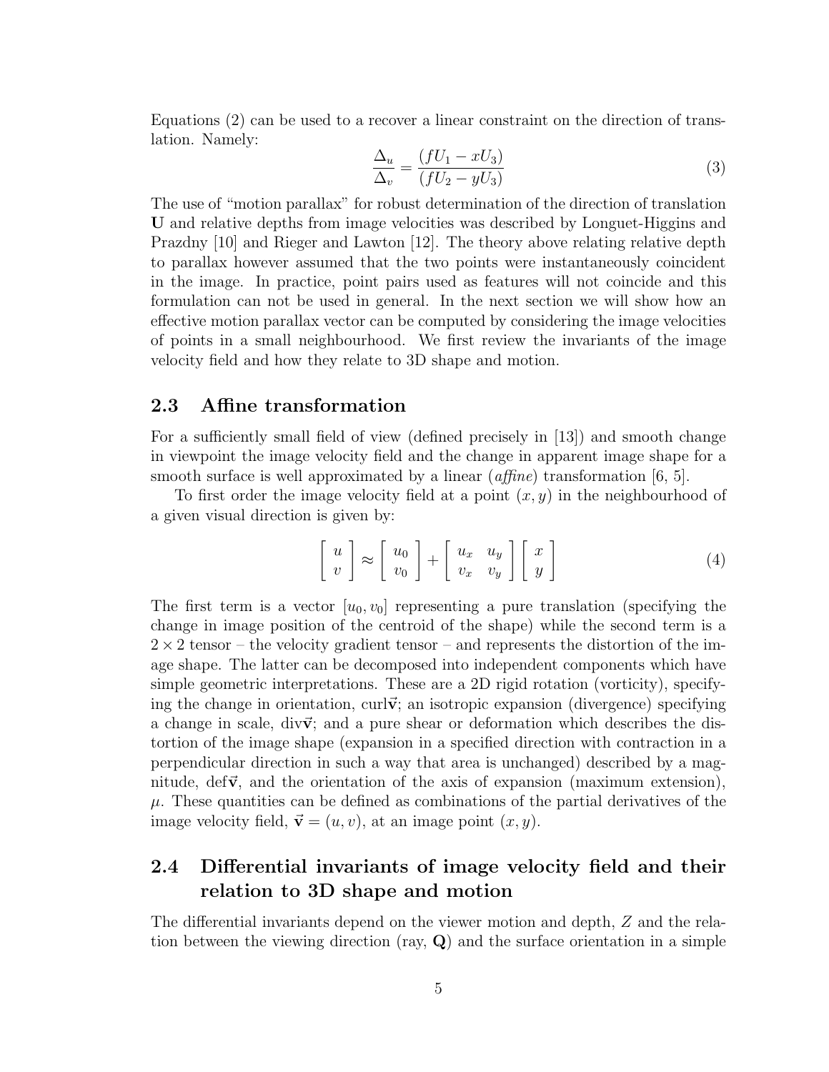Equations (2) can be used to a recover a linear constraint on the direction of translation. Namely:

$$\frac{\Delta_u}{\Delta_v} = \frac{(fU_1 - xU_3)}{(fU_2 - yU_3)} \tag{3}$$

The use of "motion parallax" for robust determination of the direction of translation $\mathbf{U}$ and relative depths from image velocities was described by Longuet-Higgins and Prazdny [10] and Rieger and Lawton [12]. The theory above relating relative depth to parallax however assumed that the two points were instantaneously coincident in the image. In practice, point pairs used as features will not coincide and this formulation can not be used in general. In the next section we will show how an effective motion parallax vector can be computed by considering the image velocities of points in a small neighbourhood. We first review the invariants of the image velocity field and how they relate to 3D shape and motion.

## 2.3 Affine transformation

For a sufficiently small field of view (defined precisely in [13]) and smooth change in viewpoint the image velocity field and the change in apparent image shape for a smooth surface is well approximated by a linear (*affine*) transformation [6, 5].

To first order the image velocity field at a point $(x, y)$ in the neighbourhood of a given visual direction is given by:

$$\begin{bmatrix} u \\ v \end{bmatrix} \approx \begin{bmatrix} u_0 \\ v_0 \end{bmatrix} + \begin{bmatrix} u_x & u_y \\ v_x & v_y \end{bmatrix} \begin{bmatrix} x \\ y \end{bmatrix} \tag{4}$$

The first term is a vector $[u_0, v_0]$ representing a pure translation (specifying the change in image position of the centroid of the shape) while the second term is a $2 \times 2$ tensor – the velocity gradient tensor – and represents the distortion of the image shape. The latter can be decomposed into independent components which have simple geometric interpretations. These are a 2D rigid rotation (vorticity), specifying the change in orientation, $\text{curl}\vec{\mathbf{v}}$; an isotropic expansion (divergence) specifying a change in scale, $\text{div}\vec{\mathbf{v}}$; and a pure shear or deformation which describes the distortion of the image shape (expansion in a specified direction with contraction in a perpendicular direction in such a way that area is unchanged) described by a magnitude, $\text{def}\vec{\mathbf{v}}$, and the orientation of the axis of expansion (maximum extension), $\mu$. These quantities can be defined as combinations of the partial derivatives of the image velocity field, $\vec{\mathbf{v}} = (u, v)$, at an image point $(x, y)$.

## 2.4 Differential invariants of image velocity field and their relation to 3D shape and motion

The differential invariants depend on the viewer motion and depth, $Z$ and the relation between the viewing direction (ray, $\mathbf{Q}$) and the surface orientation in a simple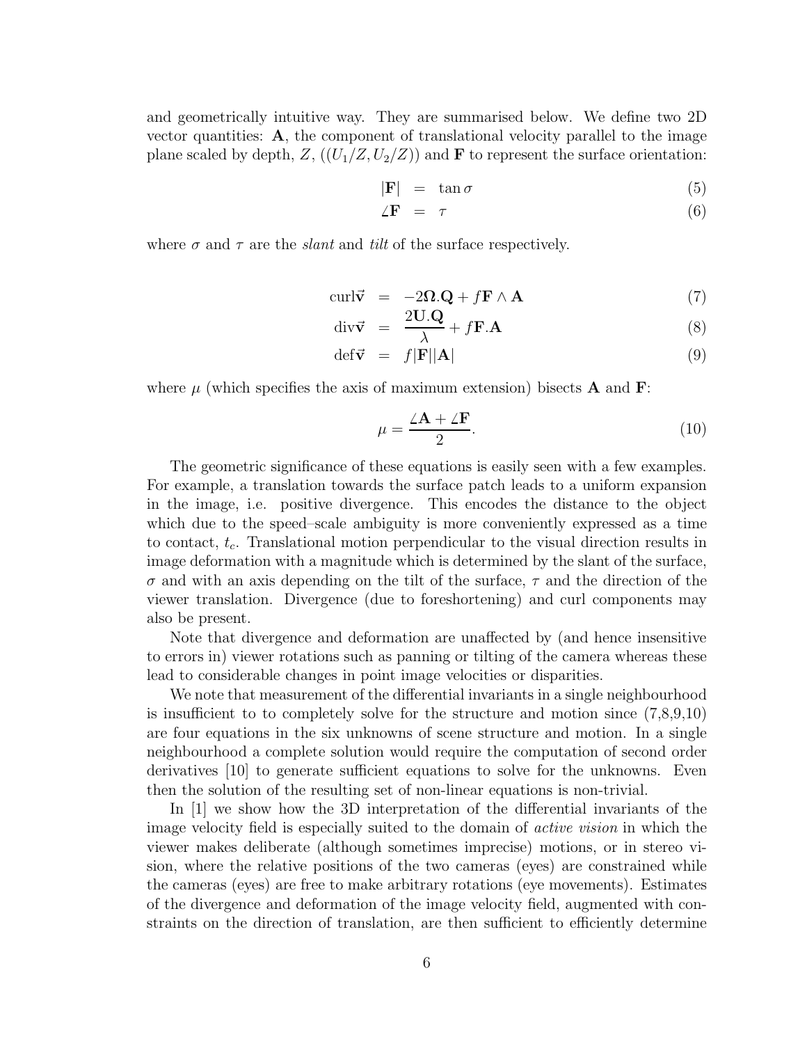and geometrically intuitive way. They are summarised below. We define two 2D vector quantities: $\mathbf{A}$, the component of translational velocity parallel to the image plane scaled by depth, $Z$, $((U_1/Z, U_2/Z))$ and $\mathbf{F}$ to represent the surface orientation:

$$|\mathbf{F}| = \tan \sigma \tag{5}$$

$$\angle \mathbf{F} = \tau \tag{6}$$

where $\sigma$ and $\tau$ are the *slant* and *tilt* of the surface respectively.

$$\text{curl}\vec{\mathbf{v}} = -2\mathbf{\Omega}.\mathbf{Q} + f\mathbf{F} \wedge \mathbf{A} \tag{7}$$

$$\text{div}\vec{\mathbf{v}} = \frac{2\mathbf{U}.\mathbf{Q}}{\lambda} + f\mathbf{F}.\mathbf{A} \tag{8}$$

$$\text{def}\vec{\mathbf{v}} = f|\mathbf{F}||\mathbf{A}| \tag{9}$$

where $\mu$ (which specifies the axis of maximum extension) bisects $\mathbf{A}$ and $\mathbf{F}$:

$$\mu = \frac{\angle \mathbf{A} + \angle \mathbf{F}}{2}. \tag{10}$$

The geometric significance of these equations is easily seen with a few examples. For example, a translation towards the surface patch leads to a uniform expansion in the image, i.e. positive divergence. This encodes the distance to the object which due to the speed–scale ambiguity is more conveniently expressed as a time to contact, $t_c$. Translational motion perpendicular to the visual direction results in image deformation with a magnitude which is determined by the slant of the surface, $\sigma$ and with an axis depending on the tilt of the surface, $\tau$ and the direction of the viewer translation. Divergence (due to foreshortening) and curl components may also be present.

Note that divergence and deformation are unaffected by (and hence insensitive to errors in) viewer rotations such as panning or tilting of the camera whereas these lead to considerable changes in point image velocities or disparities.

We note that measurement of the differential invariants in a single neighbourhood is insufficient to to completely solve for the structure and motion since (7,8,9,10) are four equations in the six unknowns of scene structure and motion. In a single neighbourhood a complete solution would require the computation of second order derivatives [10] to generate sufficient equations to solve for the unknowns. Even then the solution of the resulting set of non-linear equations is non-trivial.

In [1] we show how the 3D interpretation of the differential invariants of the image velocity field is especially suited to the domain of *active vision* in which the viewer makes deliberate (although sometimes imprecise) motions, or in stereo vision, where the relative positions of the two cameras (eyes) are constrained while the cameras (eyes) are free to make arbitrary rotations (eye movements). Estimates of the divergence and deformation of the image velocity field, augmented with constraints on the direction of translation, are then sufficient to efficiently determine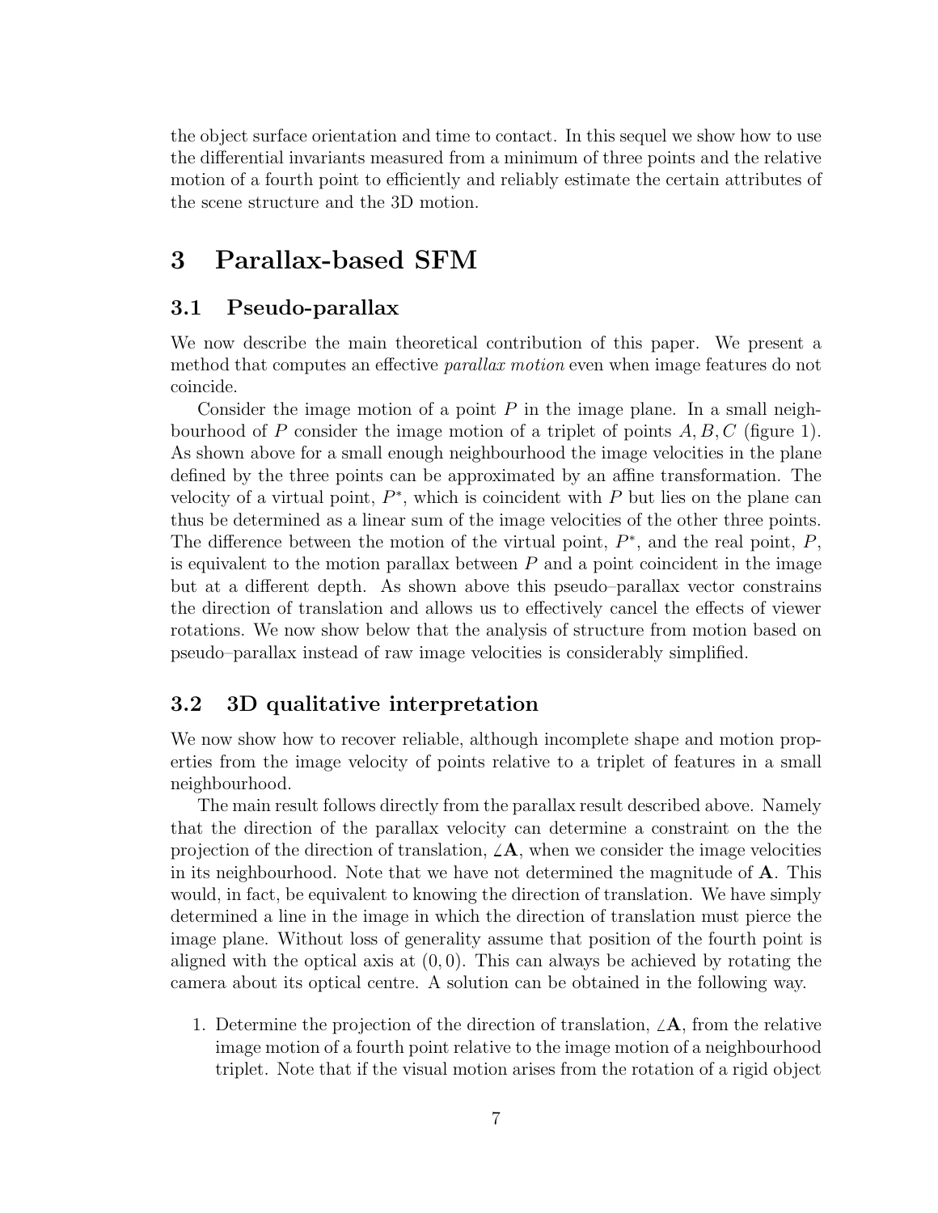the object surface orientation and time to contact. In this sequel we show how to use the differential invariants measured from a minimum of three points and the relative motion of a fourth point to efficiently and reliably estimate the certain attributes of the scene structure and the 3D motion.

# 3 Parallax-based SFM

## 3.1 Pseudo-parallax

We now describe the main theoretical contribution of this paper. We present a method that computes an effective *parallax motion* even when image features do not coincide.

Consider the image motion of a point $P$ in the image plane. In a small neighbourhood of $P$ consider the image motion of a triplet of points $A, B, C$ (figure 1). As shown above for a small enough neighbourhood the image velocities in the plane defined by the three points can be approximated by an affine transformation. The velocity of a virtual point, $P^*$, which is coincident with $P$ but lies on the plane can thus be determined as a linear sum of the image velocities of the other three points. The difference between the motion of the virtual point, $P^*$, and the real point, $P$, is equivalent to the motion parallax between $P$ and a point coincident in the image but at a different depth. As shown above this pseudo–parallax vector constrains the direction of translation and allows us to effectively cancel the effects of viewer rotations. We now show below that the analysis of structure from motion based on pseudo–parallax instead of raw image velocities is considerably simplified.

## 3.2 3D qualitative interpretation

We now show how to recover reliable, although incomplete shape and motion properties from the image velocity of points relative to a triplet of features in a small neighbourhood.

The main result follows directly from the parallax result described above. Namely that the direction of the parallax velocity can determine a constraint on the the projection of the direction of translation, $\angle\mathbf{A}$, when we consider the image velocities in its neighbourhood. Note that we have not determined the magnitude of $\mathbf{A}$. This would, in fact, be equivalent to knowing the direction of translation. We have simply determined a line in the image in which the direction of translation must pierce the image plane. Without loss of generality assume that position of the fourth point is aligned with the optical axis at $(0, 0)$. This can always be achieved by rotating the camera about its optical centre. A solution can be obtained in the following way.

1. Determine the projection of the direction of translation, $\angle\mathbf{A}$, from the relative image motion of a fourth point relative to the image motion of a neighbourhood triplet. Note that if the visual motion arises from the rotation of a rigid object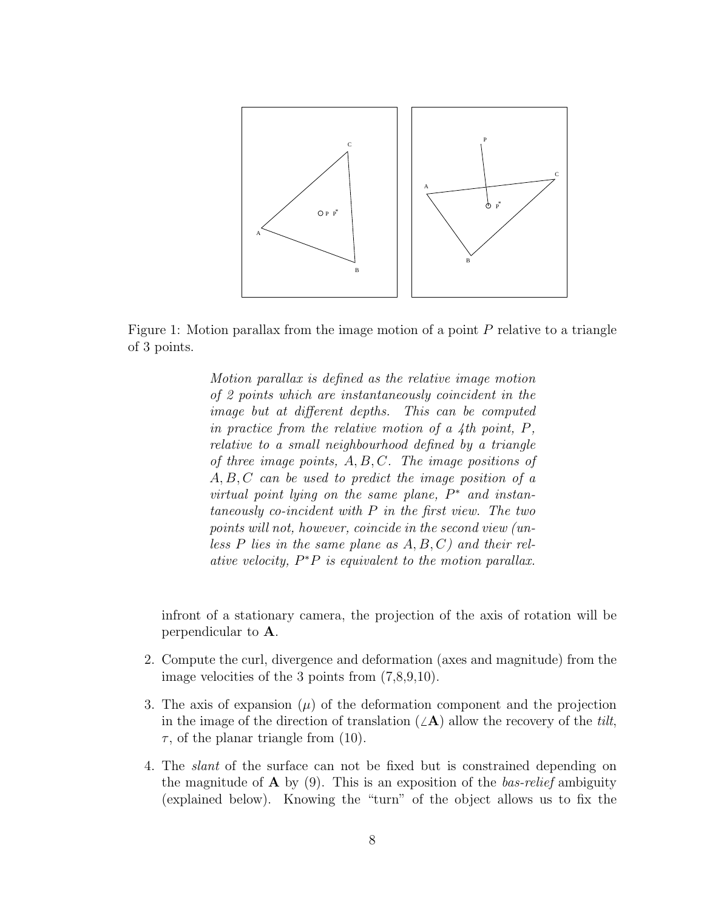Figure 1: Motion parallax from the image motion of a point $P$ relative to a triangle of 3 points.

*Motion parallax is defined as the relative image motion of 2 points which are instantaneously coincident in the image but at different depths. This can be computed in practice from the relative motion of a 4th point, $P$, relative to a small neighbourhood defined by a triangle of three image points, $A, B, C$. The image positions of $A, B, C$ can be used to predict the image position of a virtual point lying on the same plane, $P^*$ and instantaneously co-incident with $P$ in the first view. The two points will not, however, coincide in the second view (unless $P$ lies in the same plane as $A, B, C$) and their relative velocity, $P^*P$ is equivalent to the motion parallax.*

infront of a stationary camera, the projection of the axis of rotation will be perpendicular to $\mathbf{A}$.

2. Compute the curl, divergence and deformation (axes and magnitude) from the image velocities of the 3 points from (7,8,9,10).

3. The axis of expansion ($\mu$) of the deformation component and the projection in the image of the direction of translation ($\angle\mathbf{A}$) allow the recovery of the *tilt*, $\tau$, of the planar triangle from (10).

4. The *slant* of the surface can not be fixed but is constrained depending on the magnitude of $\mathbf{A}$ by (9). This is an exposition of the *bas-relief* ambiguity (explained below). Knowing the "turn" of the object allows us to fix the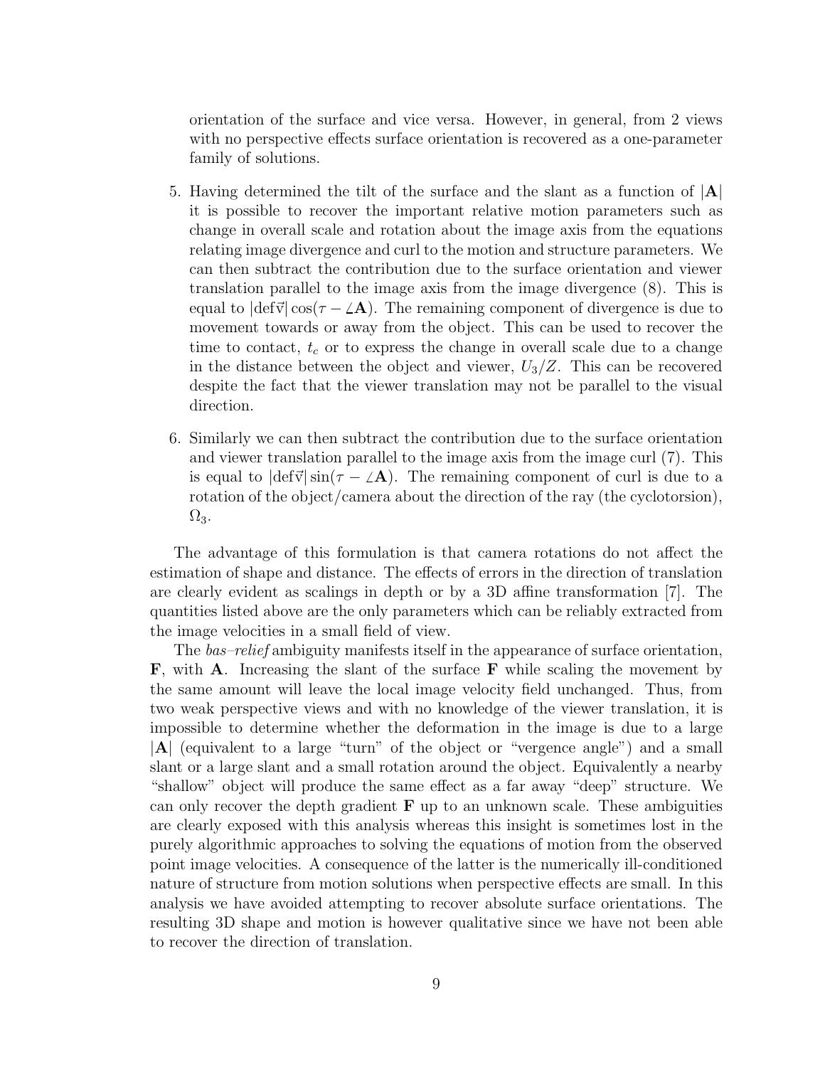orientation of the surface and vice versa. However, in general, from 2 views with no perspective effects surface orientation is recovered as a one-parameter family of solutions.

5. Having determined the tilt of the surface and the slant as a function of $|\mathbf{A}|$ it is possible to recover the important relative motion parameters such as change in overall scale and rotation about the image axis from the equations relating image divergence and curl to the motion and structure parameters. We can then subtract the contribution due to the surface orientation and viewer translation parallel to the image axis from the image divergence (8). This is equal to $|\mathrm{def}\vec{v}| \cos(\tau - \angle\mathbf{A})$. The remaining component of divergence is due to movement towards or away from the object. This can be used to recover the time to contact, $t_c$ or to express the change in overall scale due to a change in the distance between the object and viewer, $U_3/Z$. This can be recovered despite the fact that the viewer translation may not be parallel to the visual direction.

6. Similarly we can then subtract the contribution due to the surface orientation and viewer translation parallel to the image axis from the image curl (7). This is equal to $|\mathrm{def}\vec{v}| \sin(\tau - \angle\mathbf{A})$. The remaining component of curl is due to a rotation of the object/camera about the direction of the ray (the cyclotorsion), $\Omega_3$.

The advantage of this formulation is that camera rotations do not affect the estimation of shape and distance. The effects of errors in the direction of translation are clearly evident as scalings in depth or by a 3D affine transformation [7]. The quantities listed above are the only parameters which can be reliably extracted from the image velocities in a small field of view.

The *bas–relief* ambiguity manifests itself in the appearance of surface orientation, $\mathbf{F}$, with $\mathbf{A}$. Increasing the slant of the surface $\mathbf{F}$ while scaling the movement by the same amount will leave the local image velocity field unchanged. Thus, from two weak perspective views and with no knowledge of the viewer translation, it is impossible to determine whether the deformation in the image is due to a large $|\mathbf{A}|$ (equivalent to a large "turn" of the object or "vergence angle") and a small slant or a large slant and a small rotation around the object. Equivalently a nearby "shallow" object will produce the same effect as a far away "deep" structure. We can only recover the depth gradient $\mathbf{F}$ up to an unknown scale. These ambiguities are clearly exposed with this analysis whereas this insight is sometimes lost in the purely algorithmic approaches to solving the equations of motion from the observed point image velocities. A consequence of the latter is the numerically ill-conditioned nature of structure from motion solutions when perspective effects are small. In this analysis we have avoided attempting to recover absolute surface orientations. The resulting 3D shape and motion is however qualitative since we have not been able to recover the direction of translation.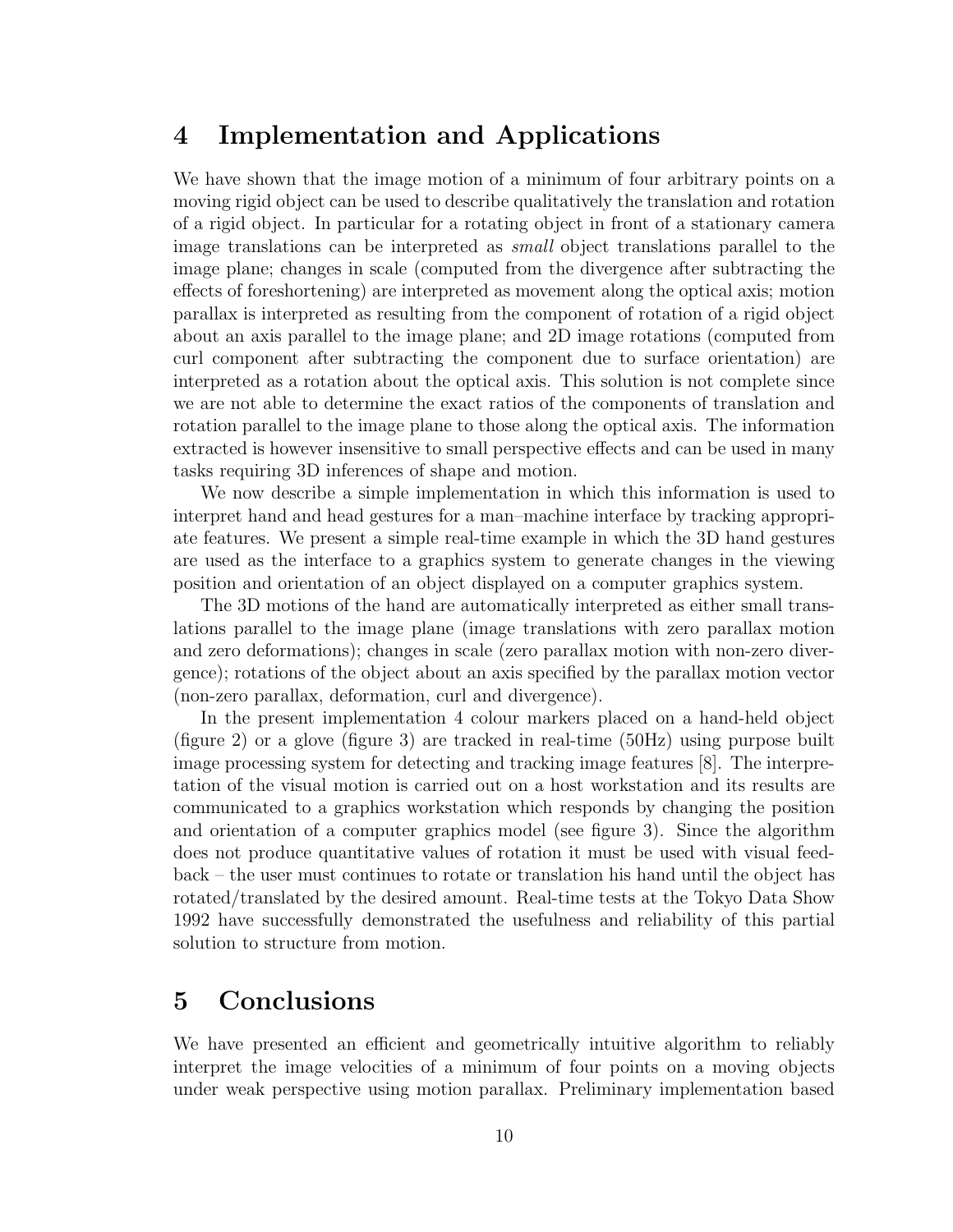## 4 Implementation and Applications

We have shown that the image motion of a minimum of four arbitrary points on a moving rigid object can be used to describe qualitatively the translation and rotation of a rigid object. In particular for a rotating object in front of a stationary camera image translations can be interpreted as *small* object translations parallel to the image plane; changes in scale (computed from the divergence after subtracting the effects of foreshortening) are interpreted as movement along the optical axis; motion parallax is interpreted as resulting from the component of rotation of a rigid object about an axis parallel to the image plane; and 2D image rotations (computed from curl component after subtracting the component due to surface orientation) are interpreted as a rotation about the optical axis. This solution is not complete since we are not able to determine the exact ratios of the components of translation and rotation parallel to the image plane to those along the optical axis. The information extracted is however insensitive to small perspective effects and can be used in many tasks requiring 3D inferences of shape and motion.

We now describe a simple implementation in which this information is used to interpret hand and head gestures for a man–machine interface by tracking appropriate features. We present a simple real-time example in which the 3D hand gestures are used as the interface to a graphics system to generate changes in the viewing position and orientation of an object displayed on a computer graphics system.

The 3D motions of the hand are automatically interpreted as either small translations parallel to the image plane (image translations with zero parallax motion and zero deformations); changes in scale (zero parallax motion with non-zero divergence); rotations of the object about an axis specified by the parallax motion vector (non-zero parallax, deformation, curl and divergence).

In the present implementation 4 colour markers placed on a hand-held object (figure 2) or a glove (figure 3) are tracked in real-time (50Hz) using purpose built image processing system for detecting and tracking image features [8]. The interpretation of the visual motion is carried out on a host workstation and its results are communicated to a graphics workstation which responds by changing the position and orientation of a computer graphics model (see figure 3). Since the algorithm does not produce quantitative values of rotation it must be used with visual feedback – the user must continues to rotate or translation his hand until the object has rotated/translated by the desired amount. Real-time tests at the Tokyo Data Show 1992 have successfully demonstrated the usefulness and reliability of this partial solution to structure from motion.

## 5 Conclusions

We have presented an efficient and geometrically intuitive algorithm to reliably interpret the image velocities of a minimum of four points on a moving objects under weak perspective using motion parallax. Preliminary implementation based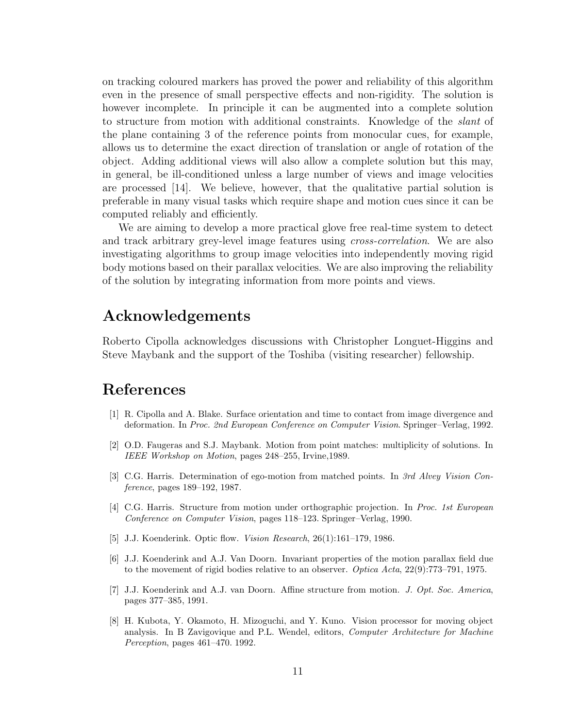on tracking coloured markers has proved the power and reliability of this algorithm even in the presence of small perspective effects and non-rigidity. The solution is however incomplete. In principle it can be augmented into a complete solution to structure from motion with additional constraints. Knowledge of the *slant* of the plane containing 3 of the reference points from monocular cues, for example, allows us to determine the exact direction of translation or angle of rotation of the object. Adding additional views will also allow a complete solution but this may, in general, be ill-conditioned unless a large number of views and image velocities are processed [14]. We believe, however, that the qualitative partial solution is preferable in many visual tasks which require shape and motion cues since it can be computed reliably and efficiently.

We are aiming to develop a more practical glove free real-time system to detect and track arbitrary grey-level image features using *cross-correlation*. We are also investigating algorithms to group image velocities into independently moving rigid body motions based on their parallax velocities. We are also improving the reliability of the solution by integrating information from more points and views.

## Acknowledgements

Roberto Cipolla acknowledges discussions with Christopher Longuet-Higgins and Steve Maybank and the support of the Toshiba (visiting researcher) fellowship.

## References

[1] R. Cipolla and A. Blake. Surface orientation and time to contact from image divergence and deformation. In *Proc. 2nd European Conference on Computer Vision*. Springer–Verlag, 1992.

[2] O.D. Faugeras and S.J. Maybank. Motion from point matches: multiplicity of solutions. In *IEEE Workshop on Motion*, pages 248–255, Irvine,1989.

[3] C.G. Harris. Determination of ego-motion from matched points. In *3rd Alvey Vision Conference*, pages 189–192, 1987.

[4] C.G. Harris. Structure from motion under orthographic projection. In *Proc. 1st European Conference on Computer Vision*, pages 118–123. Springer–Verlag, 1990.

[5] J.J. Koenderink. Optic flow. *Vision Research*, 26(1):161–179, 1986.

[6] J.J. Koenderink and A.J. Van Doorn. Invariant properties of the motion parallax field due to the movement of rigid bodies relative to an observer. *Optica Acta*, 22(9):773–791, 1975.

[7] J.J. Koenderink and A.J. van Doorn. Affine structure from motion. *J. Opt. Soc. America*, pages 377–385, 1991.

[8] H. Kubota, Y. Okamoto, H. Mizoguchi, and Y. Kuno. Vision processor for moving object analysis. In B Zavigovique and P.L. Wendel, editors, *Computer Architecture for Machine Perception*, pages 461–470. 1992.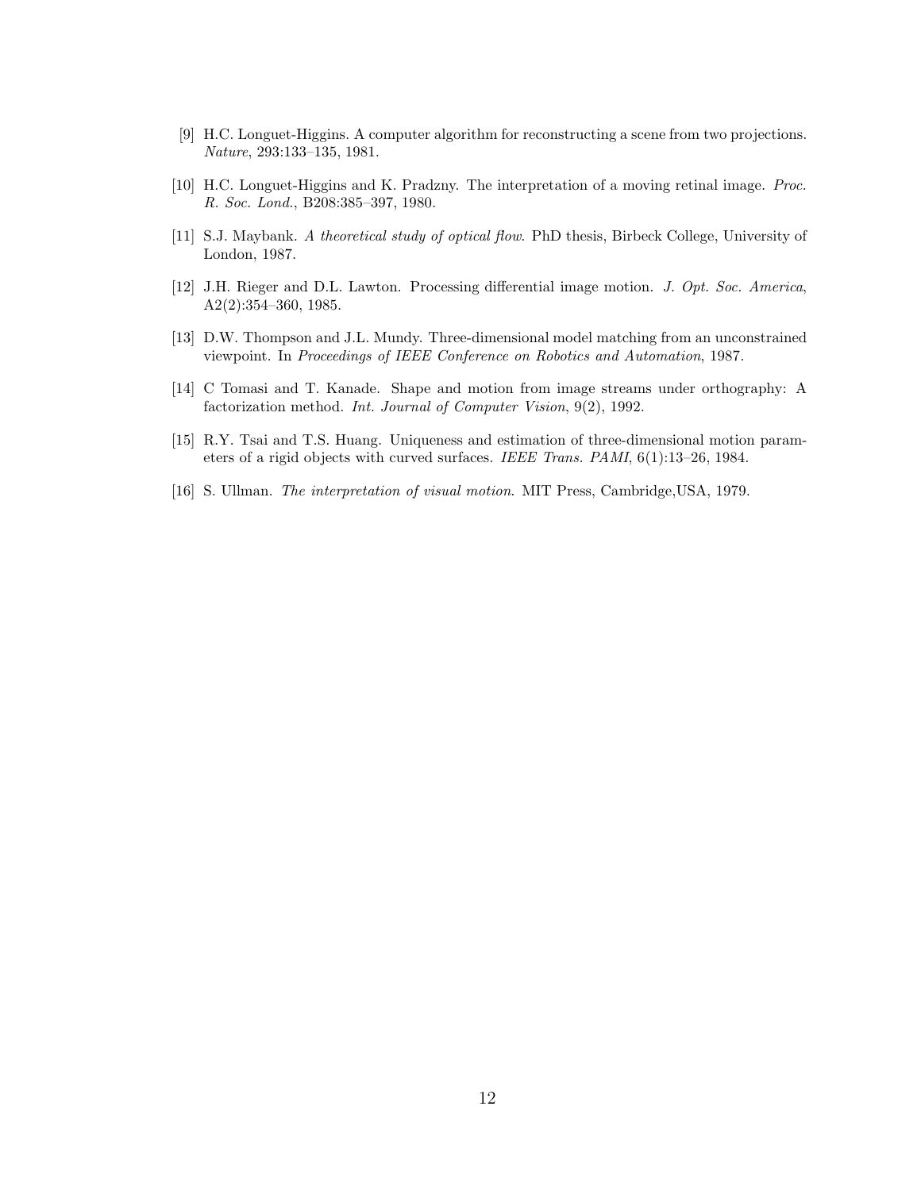[9] H.C. Longuet-Higgins. A computer algorithm for reconstructing a scene from two projections. *Nature*, 293:133–135, 1981.

[10] H.C. Longuet-Higgins and K. Pradzny. The interpretation of a moving retinal image. *Proc. R. Soc. Lond.*, B208:385–397, 1980.

[11] S.J. Maybank. *A theoretical study of optical flow*. PhD thesis, Birbeck College, University of London, 1987.

[12] J.H. Rieger and D.L. Lawton. Processing differential image motion. *J. Opt. Soc. America*, A2(2):354–360, 1985.

[13] D.W. Thompson and J.L. Mundy. Three-dimensional model matching from an unconstrained viewpoint. In *Proceedings of IEEE Conference on Robotics and Automation*, 1987.

[14] C Tomasi and T. Kanade. Shape and motion from image streams under orthography: A factorization method. *Int. Journal of Computer Vision*, 9(2), 1992.

[15] R.Y. Tsai and T.S. Huang. Uniqueness and estimation of three-dimensional motion parameters of a rigid objects with curved surfaces. *IEEE Trans. PAMI*, 6(1):13–26, 1984.

[16] S. Ullman. *The interpretation of visual motion*. MIT Press, Cambridge,USA, 1979.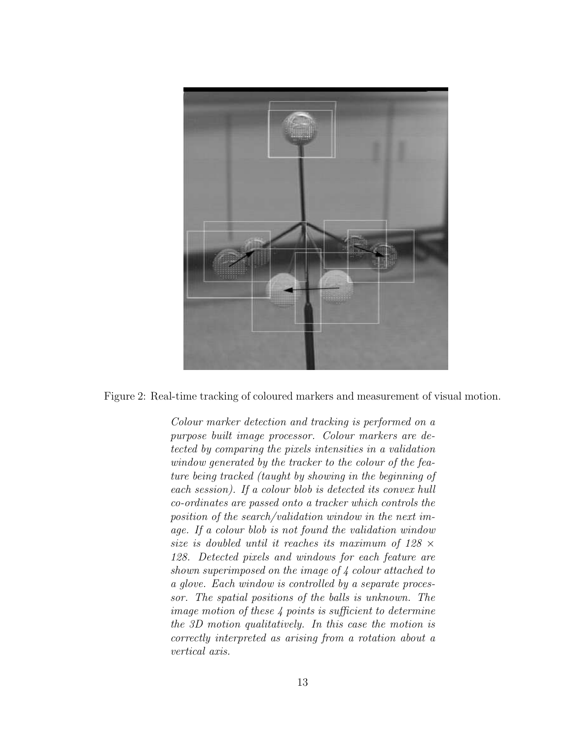Figure 2: Real-time tracking of coloured markers and measurement of visual motion.

*Colour marker detection and tracking is performed on a purpose built image processor. Colour markers are detected by comparing the pixels intensities in a validation window generated by the tracker to the colour of the feature being tracked (taught by showing in the beginning of each session). If a colour blob is detected its convex hull co-ordinates are passed onto a tracker which controls the position of the search/validation window in the next image. If a colour blob is not found the validation window size is doubled until it reaches its maximum of 128 × 128. Detected pixels and windows for each feature are shown superimposed on the image of 4 colour attached to a glove. Each window is controlled by a separate processor. The spatial positions of the balls is unknown. The image motion of these 4 points is sufficient to determine the 3D motion qualitatively. In this case the motion is correctly interpreted as arising from a rotation about a vertical axis.*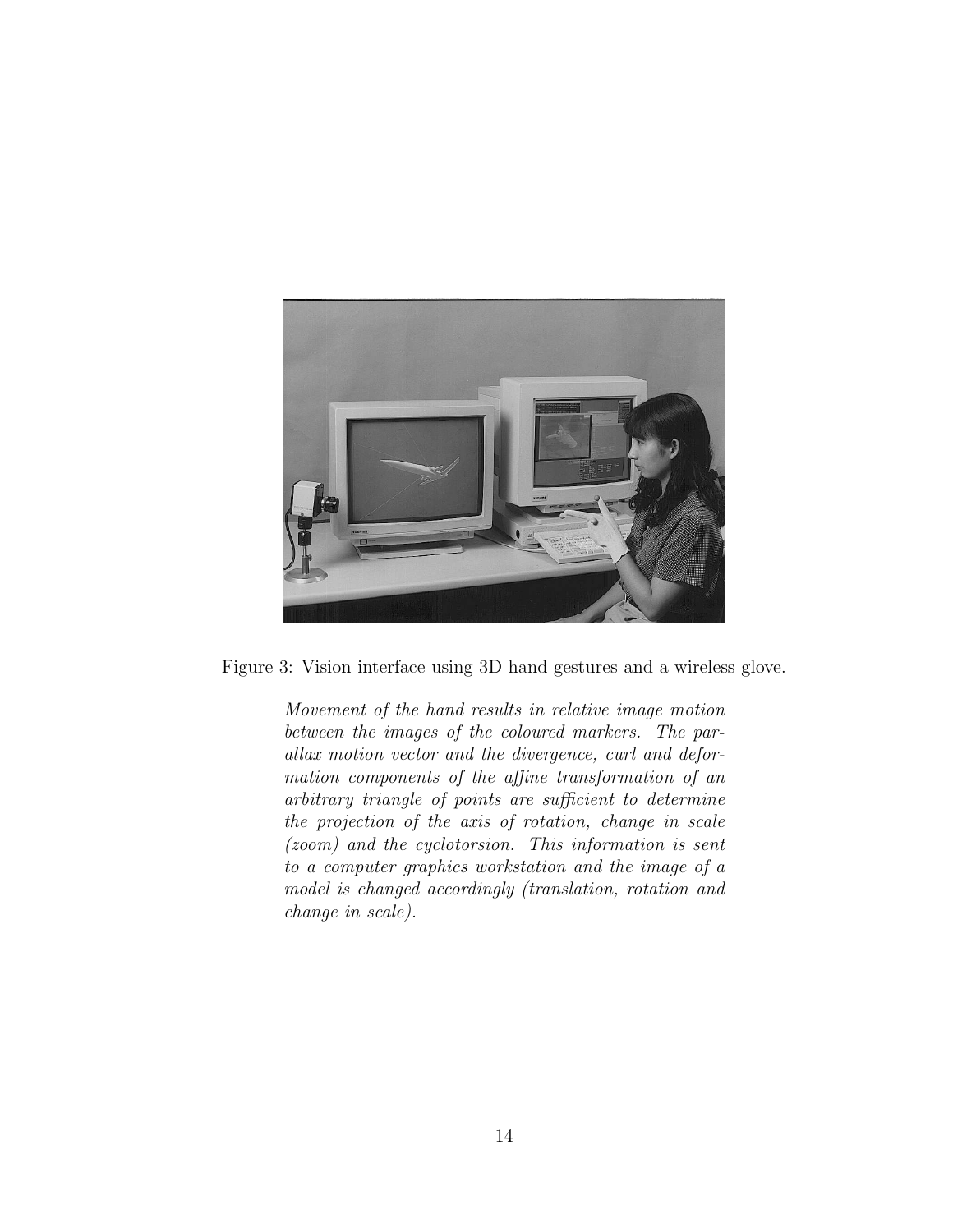Figure 3: Vision interface using 3D hand gestures and a wireless glove.

*Movement of the hand results in relative image motion between the images of the coloured markers. The parallax motion vector and the divergence, curl and deformation components of the affine transformation of an arbitrary triangle of points are sufficient to determine the projection of the axis of rotation, change in scale (zoom) and the cyclotorsion. This information is sent to a computer graphics workstation and the image of a model is changed accordingly (translation, rotation and change in scale).*